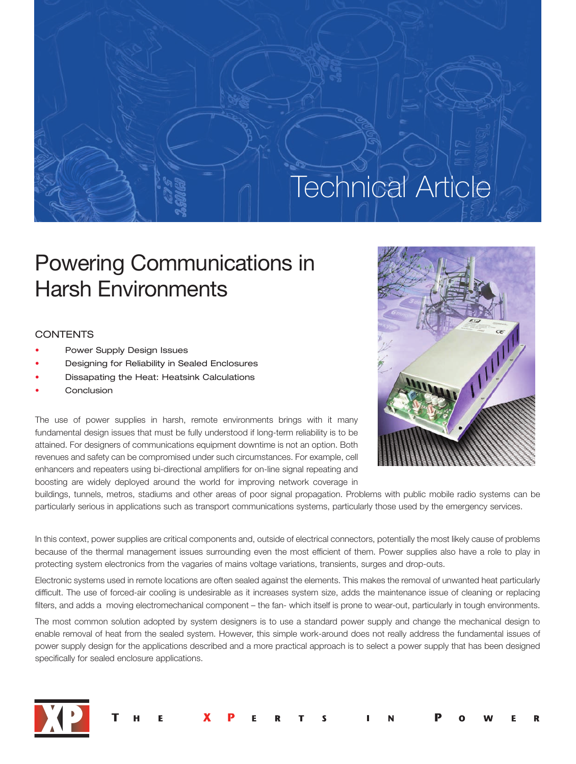# Technical Article

## Powering Communications in Harsh Environments

### CONTENTS

- Power Supply Design Issues
- Designing for Reliability in Sealed Enclosures
- Dissapating the Heat: Heatsink Calculations
- Conclusion

The use of power supplies in harsh, remote environments brings with it many fundamental design issues that must be fully understood if long-term reliability is to be attained. For designers of communications equipment downtime is not an option. Both revenues and safety can be compromised under such circumstances. For example, cell enhancers and repeaters using bi-directional amplifiers for on-line signal repeating and boosting are widely deployed around the world for improving network coverage in buildings, tunnels, metros, stadiums and other areas of poor signal propagation. Problems with public mobile radio systems can be particularly serious in applications such as transport communications systems, particularly those used by the emergency services.

In this context, power supplies are critical components and, outside of electrical connectors, potentially the most likely cause of problems because of the thermal management issues surrounding even the most efficient of them. Power supplies also have a role to play in protecting system electronics from the vagaries of mains voltage variations, transients, surges and drop-outs.

Electronic systems used in remote locations are often sealed against the elements. This makes the removal of unwanted heat particularly difficult. The use of forced-air cooling is undesirable as it increases system size, adds the maintenance issue of cleaning or replacing filters, and adds a moving electromechanical component – the fan- which itself is prone to wear-out, particularly in tough environments.

The most common solution adopted by system designers is to use a standard power supply and change the mechanical design to enable removal of heat from the sealed system. However, this simple work-around does not really address the fundamental issues of power supply design for the applications described and a more practical approach is to select a power supply that has been designed specifically for sealed enclosure applications.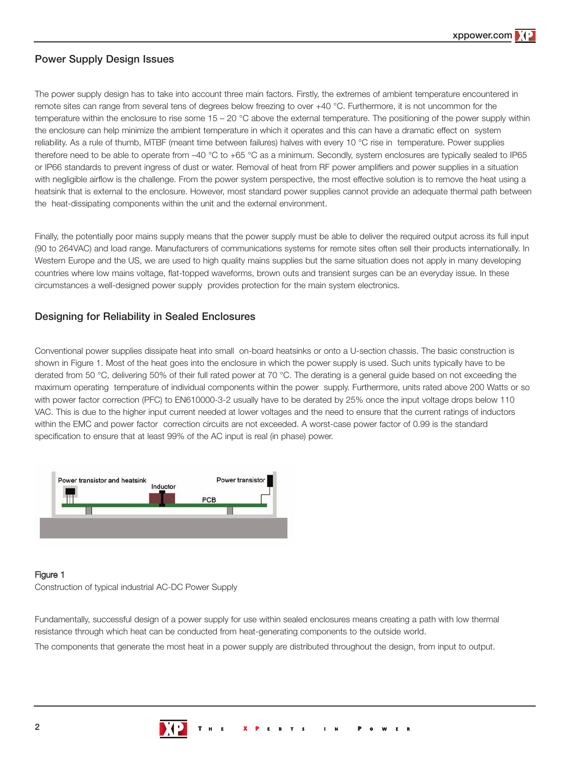## Power Supply Design Issues

The power supply design has to take into account three main factors. Firstly, the extremes of ambient temperature encountered in remote sites can range from several tens of degrees below freezing to over +40 °C. Furthermore, it is not uncommon for the temperature within the enclosure to rise some 15 – 20 °C above the external temperature. The positioning of the power supply within the enclosure can help minimize the ambient temperature in which it operates and this can have a dramatic effect on system reliability. As a rule of thumb, MTBF (meant time between failures) halves with every 10 °C rise in temperature. Power supplies therefore need to be able to operate from –40 °C to +65 °C as a minimum. Secondly, system enclosures are typically sealed to IP65 or IP66 standards to prevent ingress of dust or water. Removal of heat from RF power amplifiers and power supplies in a situation with negligible airflow is the challenge. From the power system perspective, the most effective solution is to remove the heat using a heatsink that is external to the enclosure. However, most standard power supplies cannot provide an adequate thermal path between the heat-dissipating components within the unit and the external environment.

Finally, the potentially poor mains supply means that the power supply must be able to deliver the required output across its full input (90 to 264VAC) and load range. Manufacturers of communications systems for remote sites often sell their products internationally. In Western Europe and the US, we are used to high quality mains supplies but the same situation does not apply in many developing countries where low mains voltage, flat-topped waveforms, brown outs and transient surges can be an everyday issue. In these circumstances a well-designed power supply provides protection for the main system electronics.

## Designing for Reliability in Sealed Enclosures

Conventional power supplies dissipate heat into small on-board heatsinks or onto a U-section chassis. The basic construction is shown in Figure 1. Most of the heat goes into the enclosure in which the power supply is used. Such units typically have to be derated from 50 °C, delivering 50% of their full rated power at 70 °C. The derating is a general guide based on not exceeding the maximum operating temperature of individual components within the power supply. Furthermore, units rated above 200 Watts or so with power factor correction (PFC) to EN610000-3-2 usually have to be derated by 25% once the input voltage drops below 110 VAC. This is due to the higher input current needed at lower voltages and the need to ensure that the current ratings of inductors within the EMC and power factor correction circuits are not exceeded. A worst-case power factor of 0.99 is the standard specification to ensure that at least 99% of the AC input is real (in phase) power.

**Figure 1**
Construction of typical industrial AC-DC Power Supply

Fundamentally, successful design of a power supply for use within sealed enclosures means creating a path with low thermal resistance through which heat can be conducted from heat-generating components to the outside world.

The components that generate the most heat in a power supply are distributed throughout the design, from input to output.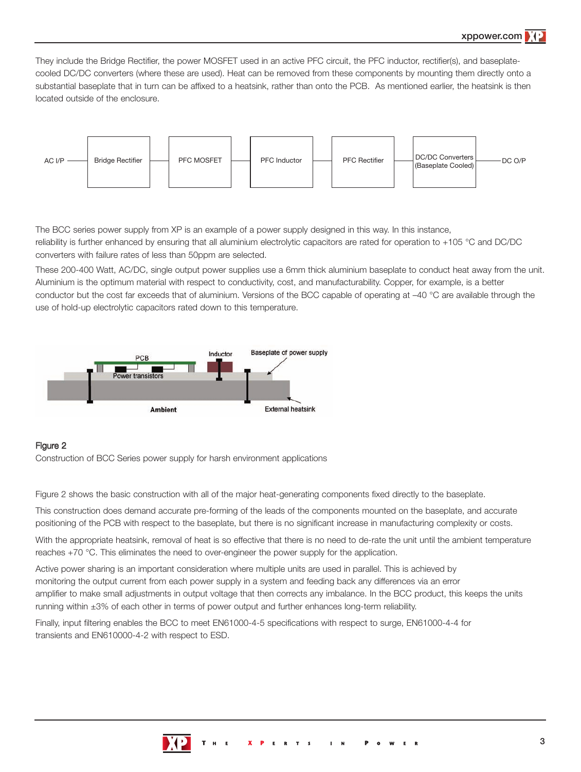They include the Bridge Rectifier, the power MOSFET used in an active PFC circuit, the PFC inductor, rectifier(s), and baseplate-cooled DC/DC converters (where these are used). Heat can be removed from these components by mounting them directly onto a substantial baseplate that in turn can be affixed to a heatsink, rather than onto the PCB. As mentioned earlier, the heatsink is then located outside of the enclosure.

AC I/P — Bridge Rectifier — PFC MOSFET — PFC Inductor — PFC Rectifier — DC/DC Converters (Baseplate Cooled) — DC O/P

The BCC series power supply from XP is an example of a power supply designed in this way. In this instance, reliability is further enhanced by ensuring that all aluminium electrolytic capacitors are rated for operation to +105 °C and DC/DC converters with failure rates of less than 50ppm are selected.

These 200-400 Watt, AC/DC, single output power supplies use a 6mm thick aluminium baseplate to conduct heat away from the unit. Aluminium is the optimum material with respect to conductivity, cost, and manufacturability. Copper, for example, is a better conductor but the cost far exceeds that of aluminium. Versions of the BCC capable of operating at –40 °C are available through the use of hold-up electrolytic capacitors rated down to this temperature.

PCB | Inductor | Baseplate of power supply | Power transistors | Ambient | External heatsink

**Figure 2**

Construction of BCC Series power supply for harsh environment applications

Figure 2 shows the basic construction with all of the major heat-generating components fixed directly to the baseplate.

This construction does demand accurate pre-forming of the leads of the components mounted on the baseplate, and accurate positioning of the PCB with respect to the baseplate, but there is no significant increase in manufacturing complexity or costs.

With the appropriate heatsink, removal of heat is so effective that there is no need to de-rate the unit until the ambient temperature reaches +70 °C. This eliminates the need to over-engineer the power supply for the application.

Active power sharing is an important consideration where multiple units are used in parallel. This is achieved by monitoring the output current from each power supply in a system and feeding back any differences via an error amplifier to make small adjustments in output voltage that then corrects any imbalance. In the BCC product, this keeps the units running within ±3% of each other in terms of power output and further enhances long-term reliability.

Finally, input filtering enables the BCC to meet EN61000-4-5 specifications with respect to surge, EN61000-4-4 for transients and EN610000-4-2 with respect to ESD.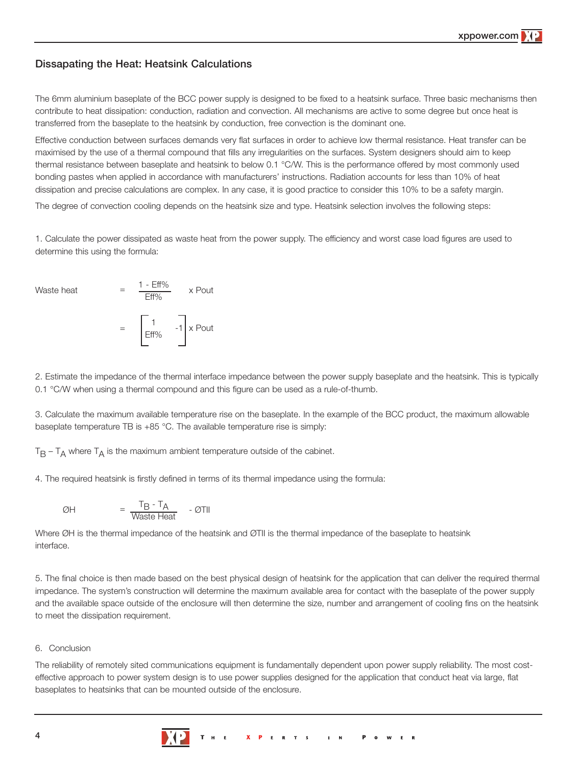## Dissapating the Heat: Heatsink Calculations

The 6mm aluminium baseplate of the BCC power supply is designed to be fixed to a heatsink surface. Three basic mechanisms then contribute to heat dissipation: conduction, radiation and convection. All mechanisms are active to some degree but once heat is transferred from the baseplate to the heatsink by conduction, free convection is the dominant one.

Effective conduction between surfaces demands very flat surfaces in order to achieve low thermal resistance. Heat transfer can be maximised by the use of a thermal compound that fills any irregularities on the surfaces. System designers should aim to keep thermal resistance between baseplate and heatsink to below 0.1 °C/W. This is the performance offered by most commonly used bonding pastes when applied in accordance with manufacturers' instructions. Radiation accounts for less than 10% of heat dissipation and precise calculations are complex. In any case, it is good practice to consider this 10% to be a safety margin.

The degree of convection cooling depends on the heatsink size and type. Heatsink selection involves the following steps:

1. Calculate the power dissipated as waste heat from the power supply. The efficiency and worst case load figures are used to determine this using the formula:

$$\text{Waste heat} = \frac{1 - \text{Eff\%}}{\text{Eff\%}} \times \text{Pout}$$

$$= \left[\frac{1}{\text{Eff\%}} - 1\right] \times \text{Pout}$$

2. Estimate the impedance of the thermal interface impedance between the power supply baseplate and the heatsink. This is typically 0.1 °C/W when using a thermal compound and this figure can be used as a rule-of-thumb.

3. Calculate the maximum available temperature rise on the baseplate. In the example of the BCC product, the maximum allowable baseplate temperature TB is +85 °C. The available temperature rise is simply:

$T_B - T_A$ where $T_A$ is the maximum ambient temperature outside of the cabinet.

4. The required heatsink is firstly defined in terms of its thermal impedance using the formula:

$$\text{ØH} = \frac{T_B - T_A}{\text{Waste Heat}} - \text{ØTII}$$

Where ØH is the thermal impedance of the heatsink and ØTII is the thermal impedance of the baseplate to heatsink interface.

5. The final choice is then made based on the best physical design of heatsink for the application that can deliver the required thermal impedance. The system's construction will determine the maximum available area for contact with the baseplate of the power supply and the available space outside of the enclosure will then determine the size, number and arrangement of cooling fins on the heatsink to meet the dissipation requirement.

6. Conclusion

The reliability of remotely sited communications equipment is fundamentally dependent upon power supply reliability. The most cost-effective approach to power system design is to use power supplies designed for the application that conduct heat via large, flat baseplates to heatsinks that can be mounted outside of the enclosure.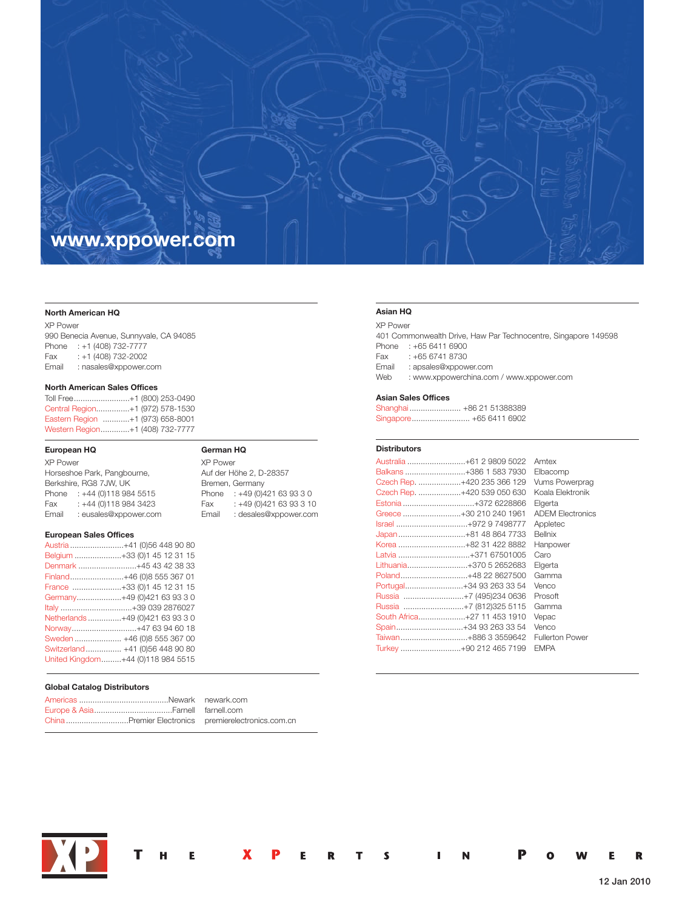**www.xppower.com**

### North American HQ

XP Power
990 Benecia Avenue, Sunnyvale, CA 94085
Phone : +1 (408) 732-7777
Fax : +1 (408) 732-2002
Email : nasales@xppower.com

### North American Sales Offices

| | |
|---|---|
| Toll Free | +1 (800) 253-0490 |
| Central Region | +1 (972) 578-1530 |
| Eastern Region | +1 (973) 658-8001 |
| Western Region | +1 (408) 732-7777 |

### European HQ

XP Power
Horseshoe Park, Pangbourne,
Berkshire, RG8 7JW, UK
Phone : +44 (0)118 984 5515
Fax : +44 (0)118 984 3423
Email : eusales@xppower.com

### German HQ

XP Power
Auf der Höhe 2, D-28357
Bremen, Germany
Phone : +49 (0)421 63 93 3 0
Fax : +49 (0)421 63 93 3 10
Email : desales@xppower.com

### European Sales Offices

| | |
|---|---|
| Austria | +41 (0)56 448 90 80 |
| Belgium | +33 (0)1 45 12 31 15 |
| Denmark | +45 43 42 38 33 |
| Finland | +46 (0)8 555 367 01 |
| France | +33 (0)1 45 12 31 15 |
| Germany | +49 (0)421 63 93 3 0 |
| Italy | +39 039 2876027 |
| Netherlands | +49 (0)421 63 93 3 0 |
| Norway | +47 63 94 60 18 |
| Sweden | +46 (0)8 555 367 00 |
| Switzerland | +41 (0)56 448 90 80 |
| United Kingdom | +44 (0)118 984 5515 |

### Global Catalog Distributors

| | | |
|---|---|---|
| Americas | Newark | newark.com |
| Europe & Asia | Farnell | farnell.com |
| China | Premier Electronics | premierelectronics.com.cn |

### Asian HQ

XP Power
401 Commonwealth Drive, Haw Par Technocentre, Singapore 149598
Phone : +65 6411 6900
Fax : +65 6741 8730
Email : apsales@xppower.com
Web : www.xppowerchina.com / www.xppower.com

### Asian Sales Offices

| | |
|---|---|
| Shanghai | +86 21 51388389 |
| Singapore | +65 6411 6902 |

### Distributors

| | | |
|---|---|---|
| Australia | +61 2 9809 5022 | Amtex |
| Balkans | +386 1 583 7930 | Elbacomp |
| Czech Rep. | +420 235 366 129 | Vums Powerprag |
| Czech Rep. | +420 539 050 630 | Koala Elektronik |
| Estonia | +372 6228866 | Elgerta |
| Greece | +30 210 240 1961 | ADEM Electronics |
| Israel | +972 9 7498777 | Appletec |
| Japan | +81 48 864 7733 | Bellnix |
| Korea | +82 31 422 8882 | Hanpower |
| Latvia | +371 67501005 | Caro |
| Lithuania | +370 5 2652683 | Elgerta |
| Poland | +48 22 8627500 | Gamma |
| Portugal | +34 93 263 33 54 | Venco |
| Russia | +7 (495)234 0636 | Prosoft |
| Russia | +7 (812)325 5115 | Gamma |
| South Africa | +27 11 453 1910 | Vepac |
| Spain | +34 93 263 33 54 | Venco |
| Taiwan | +886 3 3559642 | Fullerton Power |
| Turkey | +90 212 465 7199 | EMPA |

THE XPERTS IN POWER

12 Jan 2010